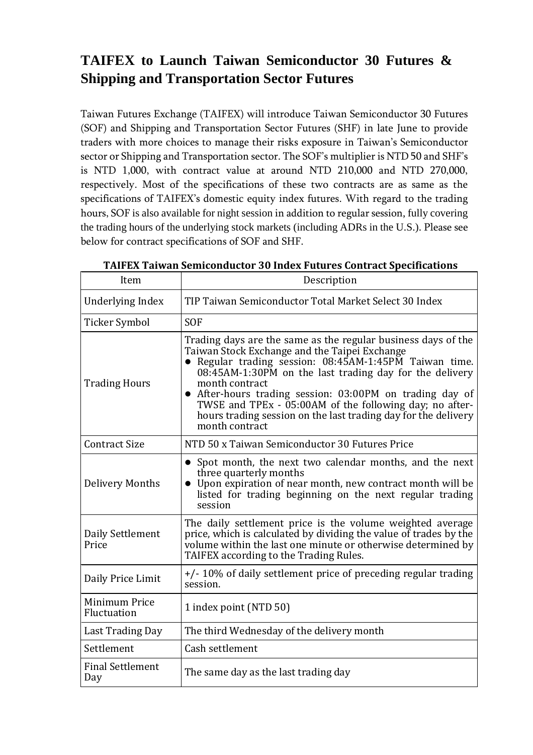# TAIFEX to Launch Taiwan Semiconductor 30 Futures & Shipping and Transportation Sector Futures

Taiwan Futures Exchange (TAIFEX) will introduce Taiwan Semiconductor 30 Futures (SOF) and Shipping and Transportation Sector Futures (SHF) in late June to provide traders with more choices to manage their risks exposure in Taiwan's Semiconductor sector or Shipping and Transportation sector. The SOF's multiplier is NTD 50 and SHF's is NTD 1,000, with contract value at around NTD 210,000 and NTD 270,000, respectively. Most of the specifications of these two contracts are as same as the specifications of TAIFEX's domestic equity index futures. With regard to the trading hours, SOF is also available for night session in addition to regular session, fully covering the trading hours of the underlying stock markets (including ADRs in the U.S.). Please see below for contract specifications of SOF and SHF.

**TAIFEX Taiwan Semiconductor 30 Index Futures Contract Specifications**

| Item | Description |
|---|---|
| Underlying Index | TIP Taiwan Semiconductor Total Market Select 30 Index |
| Ticker Symbol | SOF |
| Trading Hours | Trading days are the same as the regular business days of the Taiwan Stock Exchange and the Taipei Exchange<br>● Regular trading session: 08:45AM-1:45PM Taiwan time. 08:45AM-1:30PM on the last trading day for the delivery month contract<br>● After-hours trading session: 03:00PM on trading day of TWSE and TPEx - 05:00AM of the following day; no after-hours trading session on the last trading day for the delivery month contract |
| Contract Size | NTD 50 x Taiwan Semiconductor 30 Futures Price |
| Delivery Months | ● Spot month, the next two calendar months, and the next three quarterly months<br>● Upon expiration of near month, new contract month will be listed for trading beginning on the next regular trading session |
| Daily Settlement Price | The daily settlement price is the volume weighted average price, which is calculated by dividing the value of trades by the volume within the last one minute or otherwise determined by TAIFEX according to the Trading Rules. |
| Daily Price Limit | +/- 10% of daily settlement price of preceding regular trading session. |
| Minimum Price Fluctuation | 1 index point (NTD 50) |
| Last Trading Day | The third Wednesday of the delivery month |
| Settlement | Cash settlement |
| Final Settlement Day | The same day as the last trading day |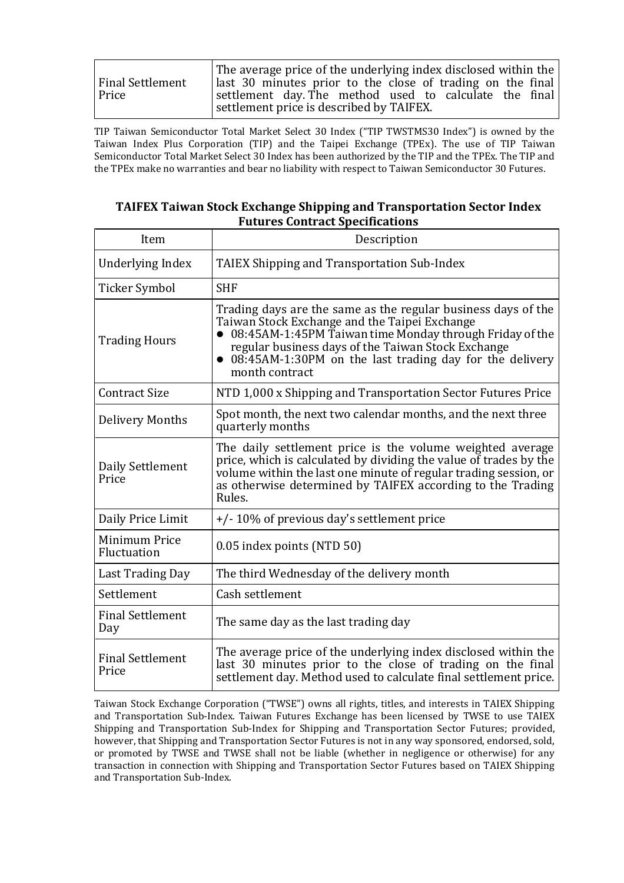| | |
|---|---|
| Final Settlement Price | The average price of the underlying index disclosed within the last 30 minutes prior to the close of trading on the final settlement day. The method used to calculate the final settlement price is described by TAIFEX. |

TIP Taiwan Semiconductor Total Market Select 30 Index ("TIP TWSTMS30 Index") is owned by the Taiwan Index Plus Corporation (TIP) and the Taipei Exchange (TPEx). The use of TIP Taiwan Semiconductor Total Market Select 30 Index has been authorized by the TIP and the TPEx. The TIP and the TPEx make no warranties and bear no liability with respect to Taiwan Semiconductor 30 Futures.

## TAIFEX Taiwan Stock Exchange Shipping and Transportation Sector Index Futures Contract Specifications

| Item | Description |
|---|---|
| Underlying Index | TAIEX Shipping and Transportation Sub-Index |
| Ticker Symbol | SHF |
| Trading Hours | Trading days are the same as the regular business days of the Taiwan Stock Exchange and the Taipei Exchange<br>● 08:45AM-1:45PM Taiwan time Monday through Friday of the regular business days of the Taiwan Stock Exchange<br>● 08:45AM-1:30PM on the last trading day for the delivery month contract |
| Contract Size | NTD 1,000 x Shipping and Transportation Sector Futures Price |
| Delivery Months | Spot month, the next two calendar months, and the next three quarterly months |
| Daily Settlement Price | The daily settlement price is the volume weighted average price, which is calculated by dividing the value of trades by the volume within the last one minute of regular trading session, or as otherwise determined by TAIFEX according to the Trading Rules. |
| Daily Price Limit | +/- 10% of previous day's settlement price |
| Minimum Price Fluctuation | 0.05 index points (NTD 50) |
| Last Trading Day | The third Wednesday of the delivery month |
| Settlement | Cash settlement |
| Final Settlement Day | The same day as the last trading day |
| Final Settlement Price | The average price of the underlying index disclosed within the last 30 minutes prior to the close of trading on the final settlement day. Method used to calculate final settlement price. |

Taiwan Stock Exchange Corporation ("TWSE") owns all rights, titles, and interests in TAIEX Shipping and Transportation Sub-Index. Taiwan Futures Exchange has been licensed by TWSE to use TAIEX Shipping and Transportation Sub-Index for Shipping and Transportation Sector Futures; provided, however, that Shipping and Transportation Sector Futures is not in any way sponsored, endorsed, sold, or promoted by TWSE and TWSE shall not be liable (whether in negligence or otherwise) for any transaction in connection with Shipping and Transportation Sector Futures based on TAIEX Shipping and Transportation Sub-Index.